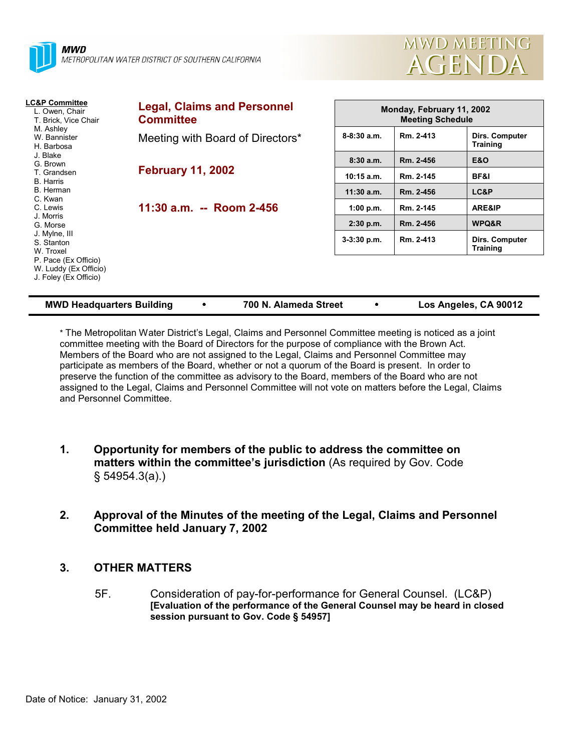**MWD**
*METROPOLITAN WATER DISTRICT OF SOUTHERN CALIFORNIA*

# MWD MEETING AGENDA

**LC&P Committee**
- L. Owen, Chair
- T. Brick, Vice Chair
- M. Ashley
- W. Bannister
- H. Barbosa
- J. Blake
- G. Brown
- T. Grandsen
- B. Harris
- B. Herman
- C. Kwan
- C. Lewis
- J. Morris
- G. Morse
- J. Mylne, III
- S. Stanton
- W. Troxel
- P. Pace (Ex Officio)
- W. Luddy (Ex Officio)
- J. Foley (Ex Officio)

## Legal, Claims and Personnel Committee

Meeting with Board of Directors*

**February 11, 2002**

**11:30 a.m. -- Room 2-456**

| Monday, February 11, 2002 Meeting Schedule | | |
|---|---|---|
| 8-8:30 a.m. | Rm. 2-413 | Dirs. Computer Training |
| 8:30 a.m. | Rm. 2-456 | E&O |
| 10:15 a.m. | Rm. 2-145 | BF&I |
| 11:30 a.m. | Rm. 2-456 | LC&P |
| 1:00 p.m. | Rm. 2-145 | ARE&IP |
| 2:30 p.m. | Rm. 2-456 | WPQ&R |
| 3-3:30 p.m. | Rm. 2-413 | Dirs. Computer Training |

**MWD Headquarters Building • 700 N. Alameda Street • Los Angeles, CA 90012**

* The Metropolitan Water District's Legal, Claims and Personnel Committee meeting is noticed as a joint committee meeting with the Board of Directors for the purpose of compliance with the Brown Act. Members of the Board who are not assigned to the Legal, Claims and Personnel Committee may participate as members of the Board, whether or not a quorum of the Board is present. In order to preserve the function of the committee as advisory to the Board, members of the Board who are not assigned to the Legal, Claims and Personnel Committee will not vote on matters before the Legal, Claims and Personnel Committee.

1. **Opportunity for members of the public to address the committee on matters within the committee's jurisdiction** (As required by Gov. Code § 54954.3(a).)

2. **Approval of the Minutes of the meeting of the Legal, Claims and Personnel Committee held January 7, 2002**

3. **OTHER MATTERS**

   5F. Consideration of pay-for-performance for General Counsel. (LC&P)
   **[Evaluation of the performance of the General Counsel may be heard in closed session pursuant to Gov. Code § 54957]**

Date of Notice: January 31, 2002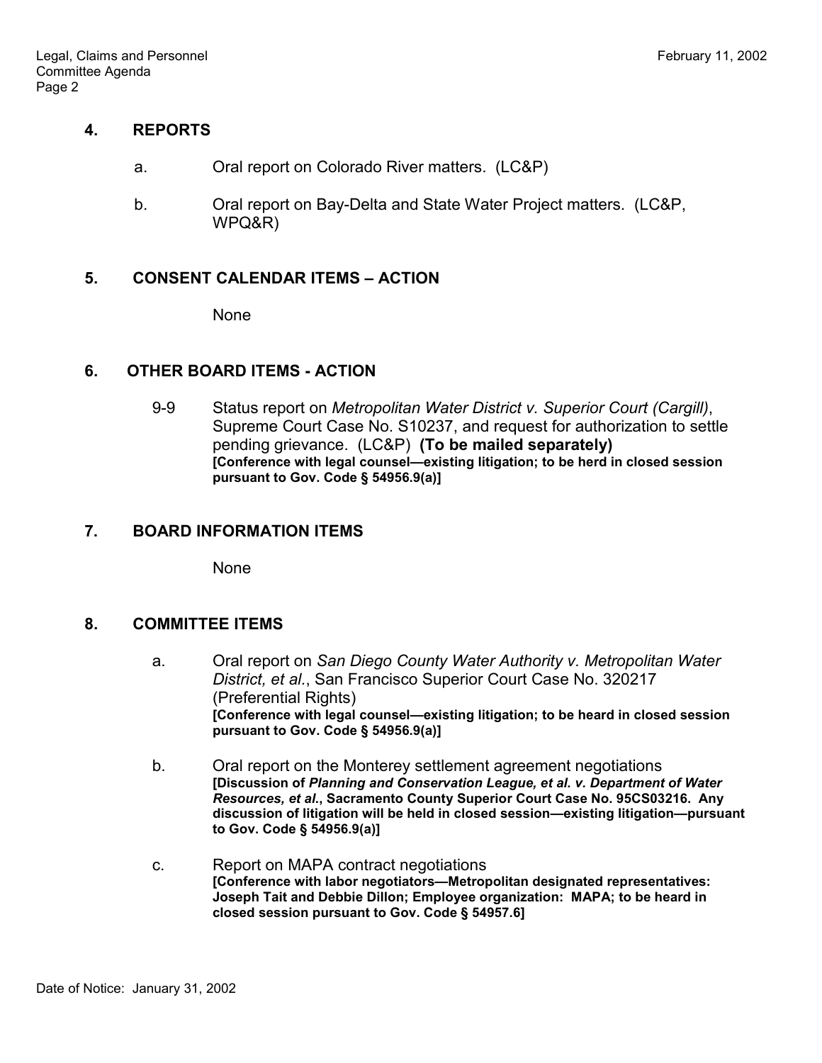## 4. REPORTS

a. Oral report on Colorado River matters. (LC&P)

b. Oral report on Bay-Delta and State Water Project matters. (LC&P, WPQ&R)

## 5. CONSENT CALENDAR ITEMS – ACTION

None

## 6. OTHER BOARD ITEMS - ACTION

9-9 Status report on *Metropolitan Water District v. Superior Court (Cargill)*, Supreme Court Case No. S10237, and request for authorization to settle pending grievance. (LC&P) **(To be mailed separately)**
**[Conference with legal counsel—existing litigation; to be herd in closed session pursuant to Gov. Code § 54956.9(a)]**

## 7. BOARD INFORMATION ITEMS

None

## 8. COMMITTEE ITEMS

a. Oral report on *San Diego County Water Authority v. Metropolitan Water District, et al.*, San Francisco Superior Court Case No. 320217 (Preferential Rights)
**[Conference with legal counsel—existing litigation; to be heard in closed session pursuant to Gov. Code § 54956.9(a)]**

b. Oral report on the Monterey settlement agreement negotiations
**[Discussion of *Planning and Conservation League, et al. v. Department of Water Resources, et al.*, Sacramento County Superior Court Case No. 95CS03216. Any discussion of litigation will be held in closed session—existing litigation—pursuant to Gov. Code § 54956.9(a)]**

c. Report on MAPA contract negotiations
**[Conference with labor negotiators—Metropolitan designated representatives: Joseph Tait and Debbie Dillon; Employee organization: MAPA; to be heard in closed session pursuant to Gov. Code § 54957.6]**

Date of Notice: January 31, 2002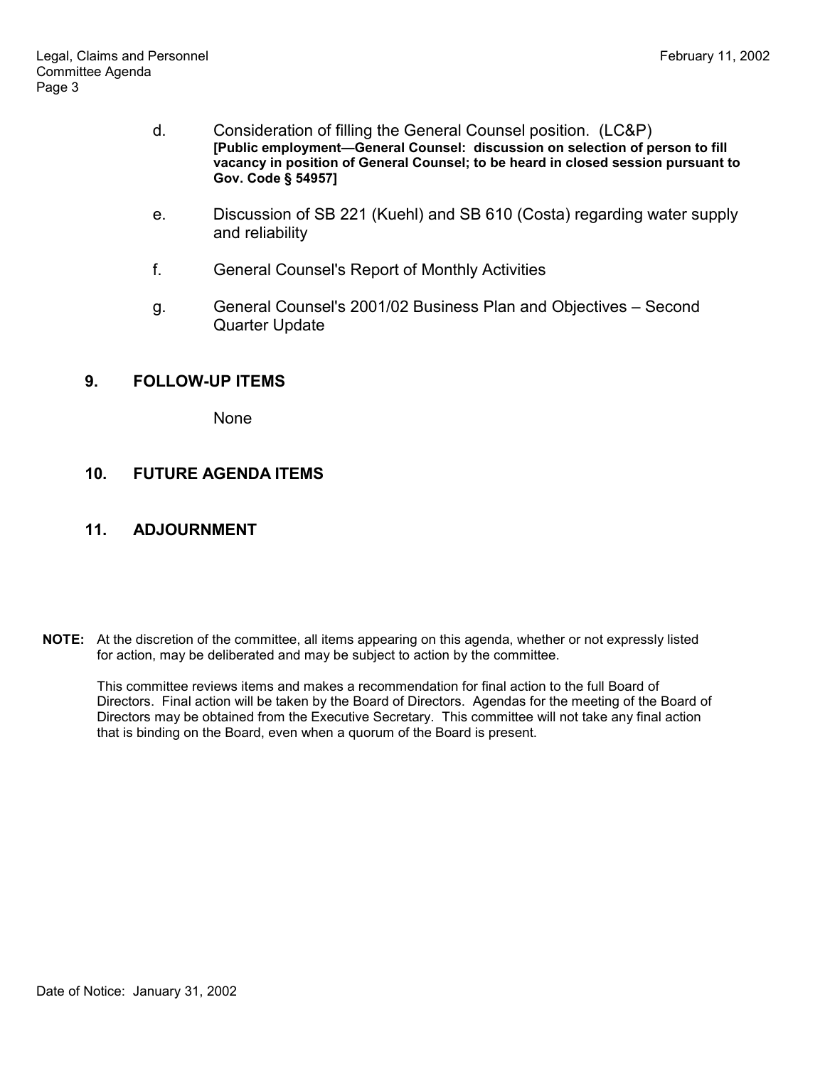d. Consideration of filling the General Counsel position. (LC&P)
**[Public employment—General Counsel: discussion on selection of person to fill vacancy in position of General Counsel; to be heard in closed session pursuant to Gov. Code § 54957]**

e. Discussion of SB 221 (Kuehl) and SB 610 (Costa) regarding water supply and reliability

f. General Counsel's Report of Monthly Activities

g. General Counsel's 2001/02 Business Plan and Objectives – Second Quarter Update

**9. FOLLOW-UP ITEMS**

None

**10. FUTURE AGENDA ITEMS**

**11. ADJOURNMENT**

**NOTE:** At the discretion of the committee, all items appearing on this agenda, whether or not expressly listed for action, may be deliberated and may be subject to action by the committee.

This committee reviews items and makes a recommendation for final action to the full Board of Directors. Final action will be taken by the Board of Directors. Agendas for the meeting of the Board of Directors may be obtained from the Executive Secretary. This committee will not take any final action that is binding on the Board, even when a quorum of the Board is present.

Date of Notice: January 31, 2002